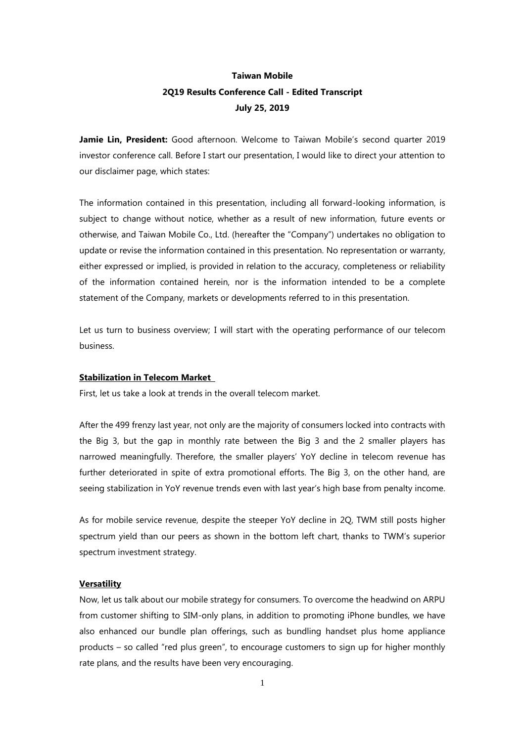**Taiwan Mobile**

**2Q19 Results Conference Call - Edited Transcript**

**July 25, 2019**

**Jamie Lin, President:** Good afternoon. Welcome to Taiwan Mobile's second quarter 2019 investor conference call. Before I start our presentation, I would like to direct your attention to our disclaimer page, which states:

The information contained in this presentation, including all forward-looking information, is subject to change without notice, whether as a result of new information, future events or otherwise, and Taiwan Mobile Co., Ltd. (hereafter the "Company") undertakes no obligation to update or revise the information contained in this presentation. No representation or warranty, either expressed or implied, is provided in relation to the accuracy, completeness or reliability of the information contained herein, nor is the information intended to be a complete statement of the Company, markets or developments referred to in this presentation.

Let us turn to business overview; I will start with the operating performance of our telecom business.

**Stabilization in Telecom Market**

First, let us take a look at trends in the overall telecom market.

After the 499 frenzy last year, not only are the majority of consumers locked into contracts with the Big 3, but the gap in monthly rate between the Big 3 and the 2 smaller players has narrowed meaningfully. Therefore, the smaller players' YoY decline in telecom revenue has further deteriorated in spite of extra promotional efforts. The Big 3, on the other hand, are seeing stabilization in YoY revenue trends even with last year's high base from penalty income.

As for mobile service revenue, despite the steeper YoY decline in 2Q, TWM still posts higher spectrum yield than our peers as shown in the bottom left chart, thanks to TWM's superior spectrum investment strategy.

**Versatility**

Now, let us talk about our mobile strategy for consumers. To overcome the headwind on ARPU from customer shifting to SIM-only plans, in addition to promoting iPhone bundles, we have also enhanced our bundle plan offerings, such as bundling handset plus home appliance products – so called "red plus green", to encourage customers to sign up for higher monthly rate plans, and the results have been very encouraging.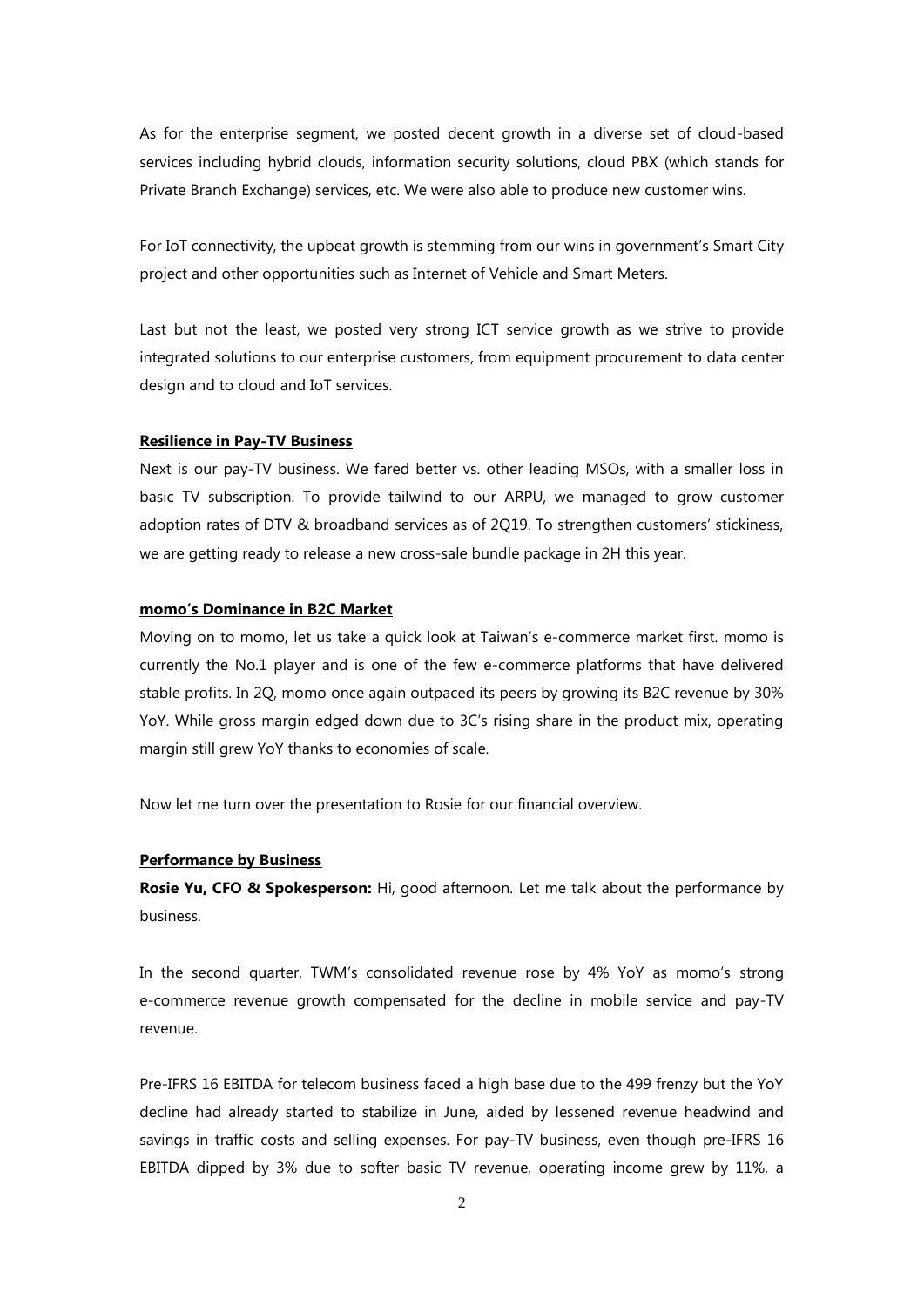As for the enterprise segment, we posted decent growth in a diverse set of cloud-based services including hybrid clouds, information security solutions, cloud PBX (which stands for Private Branch Exchange) services, etc. We were also able to produce new customer wins.

For IoT connectivity, the upbeat growth is stemming from our wins in government's Smart City project and other opportunities such as Internet of Vehicle and Smart Meters.

Last but not the least, we posted very strong ICT service growth as we strive to provide integrated solutions to our enterprise customers, from equipment procurement to data center design and to cloud and IoT services.

**Resilience in Pay-TV Business**

Next is our pay-TV business. We fared better vs. other leading MSOs, with a smaller loss in basic TV subscription. To provide tailwind to our ARPU, we managed to grow customer adoption rates of DTV & broadband services as of 2Q19. To strengthen customers' stickiness, we are getting ready to release a new cross-sale bundle package in 2H this year.

**momo's Dominance in B2C Market**

Moving on to momo, let us take a quick look at Taiwan's e-commerce market first. momo is currently the No.1 player and is one of the few e-commerce platforms that have delivered stable profits. In 2Q, momo once again outpaced its peers by growing its B2C revenue by 30% YoY. While gross margin edged down due to 3C's rising share in the product mix, operating margin still grew YoY thanks to economies of scale.

Now let me turn over the presentation to Rosie for our financial overview.

**Performance by Business**

**Rosie Yu, CFO & Spokesperson:** Hi, good afternoon. Let me talk about the performance by business.

In the second quarter, TWM's consolidated revenue rose by 4% YoY as momo's strong e-commerce revenue growth compensated for the decline in mobile service and pay-TV revenue.

Pre-IFRS 16 EBITDA for telecom business faced a high base due to the 499 frenzy but the YoY decline had already started to stabilize in June, aided by lessened revenue headwind and savings in traffic costs and selling expenses. For pay-TV business, even though pre-IFRS 16 EBITDA dipped by 3% due to softer basic TV revenue, operating income grew by 11%, a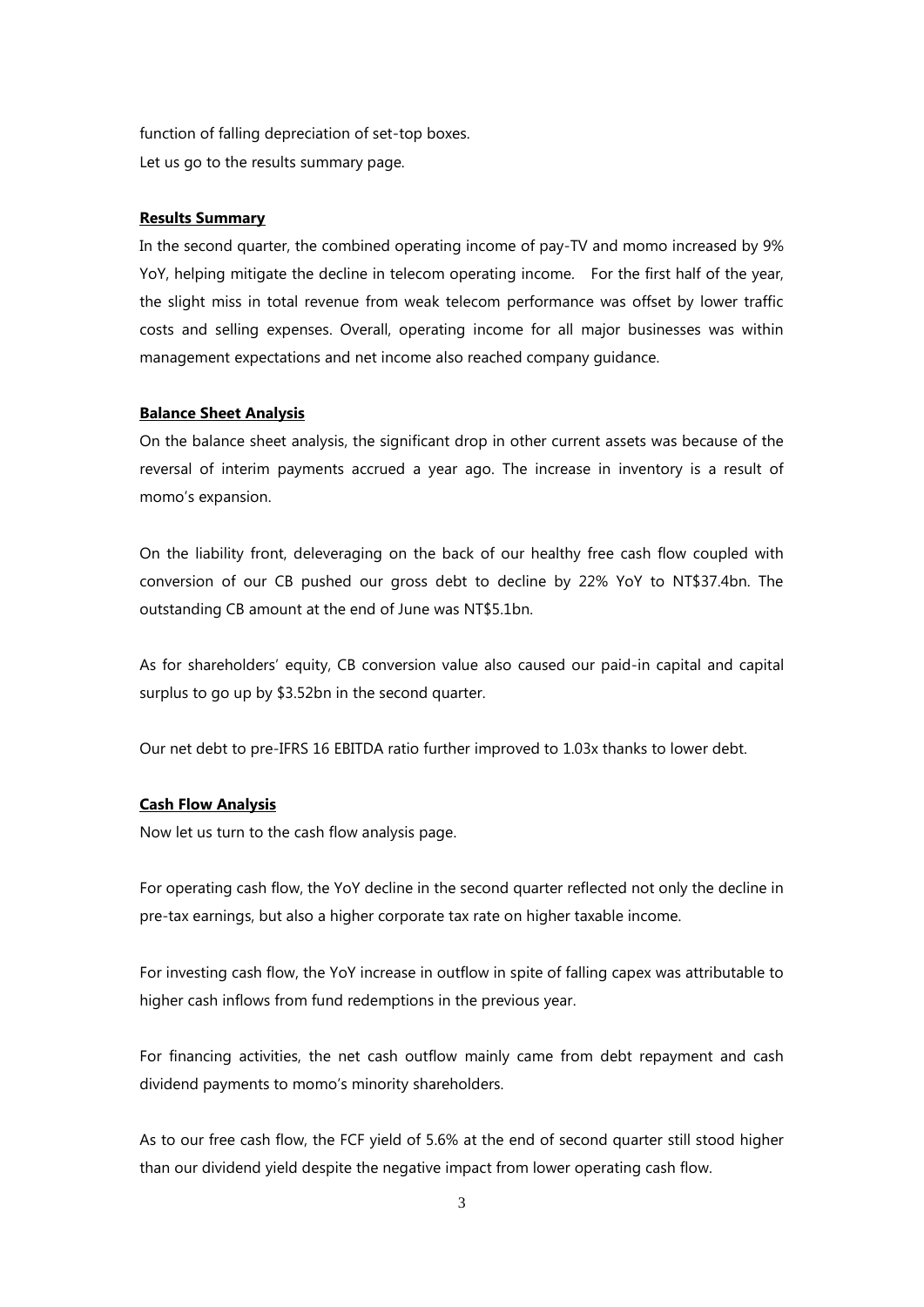function of falling depreciation of set-top boxes.

Let us go to the results summary page.

**Results Summary**

In the second quarter, the combined operating income of pay-TV and momo increased by 9% YoY, helping mitigate the decline in telecom operating income. For the first half of the year, the slight miss in total revenue from weak telecom performance was offset by lower traffic costs and selling expenses. Overall, operating income for all major businesses was within management expectations and net income also reached company guidance.

**Balance Sheet Analysis**

On the balance sheet analysis, the significant drop in other current assets was because of the reversal of interim payments accrued a year ago. The increase in inventory is a result of momo's expansion.

On the liability front, deleveraging on the back of our healthy free cash flow coupled with conversion of our CB pushed our gross debt to decline by 22% YoY to NT$37.4bn. The outstanding CB amount at the end of June was NT$5.1bn.

As for shareholders' equity, CB conversion value also caused our paid-in capital and capital surplus to go up by $3.52bn in the second quarter.

Our net debt to pre-IFRS 16 EBITDA ratio further improved to 1.03x thanks to lower debt.

**Cash Flow Analysis**

Now let us turn to the cash flow analysis page.

For operating cash flow, the YoY decline in the second quarter reflected not only the decline in pre-tax earnings, but also a higher corporate tax rate on higher taxable income.

For investing cash flow, the YoY increase in outflow in spite of falling capex was attributable to higher cash inflows from fund redemptions in the previous year.

For financing activities, the net cash outflow mainly came from debt repayment and cash dividend payments to momo's minority shareholders.

As to our free cash flow, the FCF yield of 5.6% at the end of second quarter still stood higher than our dividend yield despite the negative impact from lower operating cash flow.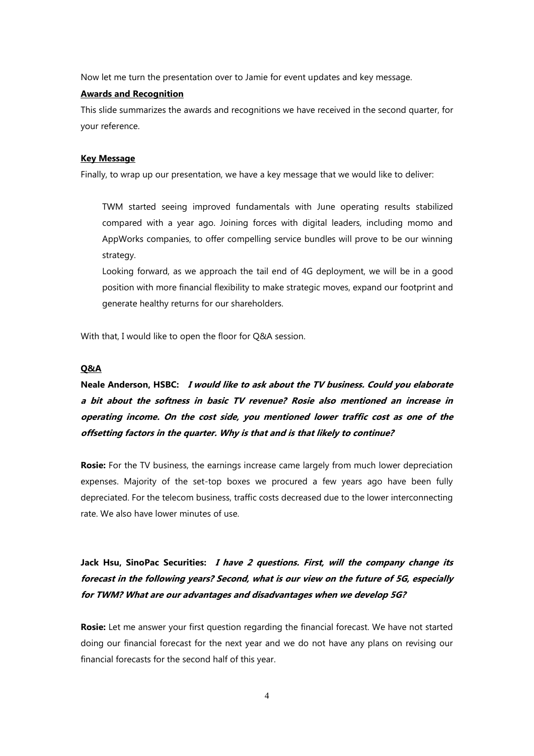Now let me turn the presentation over to Jamie for event updates and key message.

**Awards and Recognition**

This slide summarizes the awards and recognitions we have received in the second quarter, for your reference.

**Key Message**

Finally, to wrap up our presentation, we have a key message that we would like to deliver:

> TWM started seeing improved fundamentals with June operating results stabilized compared with a year ago. Joining forces with digital leaders, including momo and AppWorks companies, to offer compelling service bundles will prove to be our winning strategy.
>
> Looking forward, as we approach the tail end of 4G deployment, we will be in a good position with more financial flexibility to make strategic moves, expand our footprint and generate healthy returns for our shareholders.

With that, I would like to open the floor for Q&A session.

**Q&A**

**Neale Anderson, HSBC:** ***I would like to ask about the TV business. Could you elaborate a bit about the softness in basic TV revenue? Rosie also mentioned an increase in operating income. On the cost side, you mentioned lower traffic cost as one of the offsetting factors in the quarter. Why is that and is that likely to continue?***

**Rosie:** For the TV business, the earnings increase came largely from much lower depreciation expenses. Majority of the set-top boxes we procured a few years ago have been fully depreciated. For the telecom business, traffic costs decreased due to the lower interconnecting rate. We also have lower minutes of use.

**Jack Hsu, SinoPac Securities:** ***I have 2 questions. First, will the company change its forecast in the following years? Second, what is our view on the future of 5G, especially for TWM? What are our advantages and disadvantages when we develop 5G?***

**Rosie:** Let me answer your first question regarding the financial forecast. We have not started doing our financial forecast for the next year and we do not have any plans on revising our financial forecasts for the second half of this year.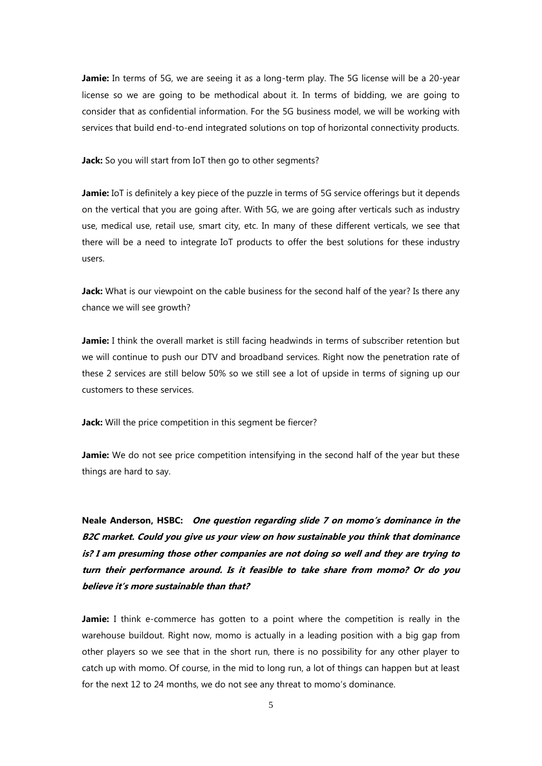**Jamie:** In terms of 5G, we are seeing it as a long-term play. The 5G license will be a 20-year license so we are going to be methodical about it. In terms of bidding, we are going to consider that as confidential information. For the 5G business model, we will be working with services that build end-to-end integrated solutions on top of horizontal connectivity products.

**Jack:** So you will start from IoT then go to other segments?

**Jamie:** IoT is definitely a key piece of the puzzle in terms of 5G service offerings but it depends on the vertical that you are going after. With 5G, we are going after verticals such as industry use, medical use, retail use, smart city, etc. In many of these different verticals, we see that there will be a need to integrate IoT products to offer the best solutions for these industry users.

**Jack:** What is our viewpoint on the cable business for the second half of the year? Is there any chance we will see growth?

**Jamie:** I think the overall market is still facing headwinds in terms of subscriber retention but we will continue to push our DTV and broadband services. Right now the penetration rate of these 2 services are still below 50% so we still see a lot of upside in terms of signing up our customers to these services.

**Jack:** Will the price competition in this segment be fiercer?

**Jamie:** We do not see price competition intensifying in the second half of the year but these things are hard to say.

**Neale Anderson, HSBC:** ***One question regarding slide 7 on momo's dominance in the B2C market. Could you give us your view on how sustainable you think that dominance is? I am presuming those other companies are not doing so well and they are trying to turn their performance around. Is it feasible to take share from momo? Or do you believe it's more sustainable than that?***

**Jamie:** I think e-commerce has gotten to a point where the competition is really in the warehouse buildout. Right now, momo is actually in a leading position with a big gap from other players so we see that in the short run, there is no possibility for any other player to catch up with momo. Of course, in the mid to long run, a lot of things can happen but at least for the next 12 to 24 months, we do not see any threat to momo's dominance.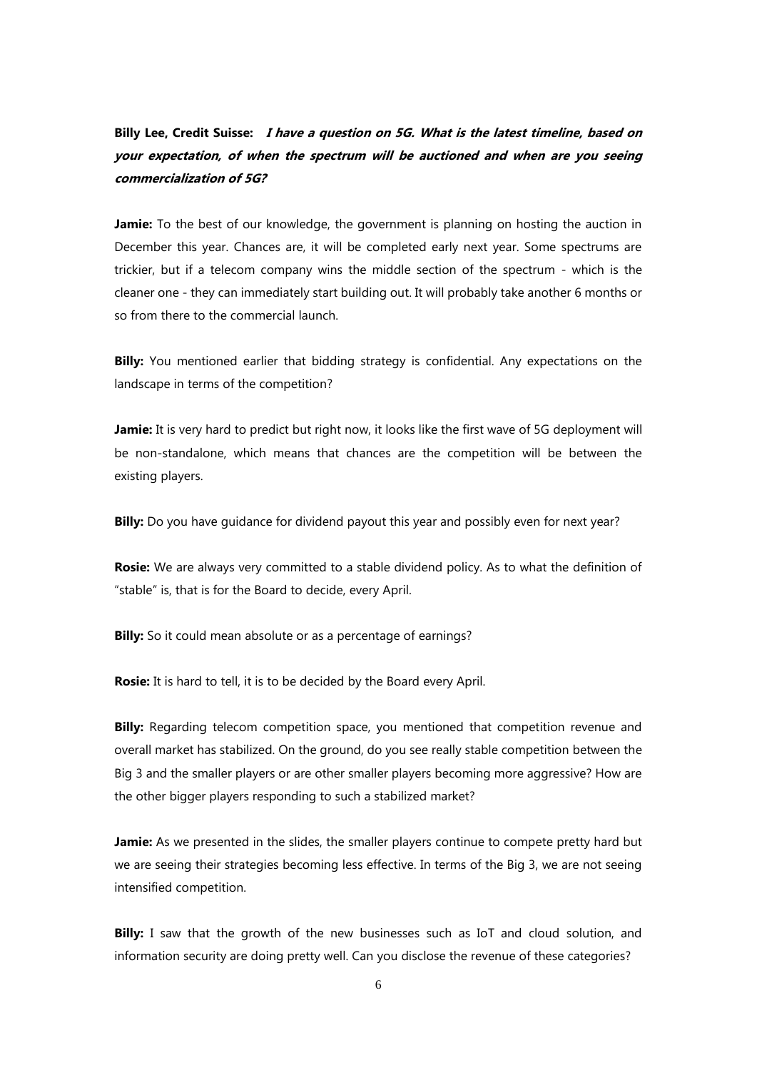**Billy Lee, Credit Suisse:** ***I have a question on 5G. What is the latest timeline, based on your expectation, of when the spectrum will be auctioned and when are you seeing commercialization of 5G?***

**Jamie:** To the best of our knowledge, the government is planning on hosting the auction in December this year. Chances are, it will be completed early next year. Some spectrums are trickier, but if a telecom company wins the middle section of the spectrum - which is the cleaner one - they can immediately start building out. It will probably take another 6 months or so from there to the commercial launch.

**Billy:** You mentioned earlier that bidding strategy is confidential. Any expectations on the landscape in terms of the competition?

**Jamie:** It is very hard to predict but right now, it looks like the first wave of 5G deployment will be non-standalone, which means that chances are the competition will be between the existing players.

**Billy:** Do you have guidance for dividend payout this year and possibly even for next year?

**Rosie:** We are always very committed to a stable dividend policy. As to what the definition of "stable" is, that is for the Board to decide, every April.

**Billy:** So it could mean absolute or as a percentage of earnings?

**Rosie:** It is hard to tell, it is to be decided by the Board every April.

**Billy:** Regarding telecom competition space, you mentioned that competition revenue and overall market has stabilized. On the ground, do you see really stable competition between the Big 3 and the smaller players or are other smaller players becoming more aggressive? How are the other bigger players responding to such a stabilized market?

**Jamie:** As we presented in the slides, the smaller players continue to compete pretty hard but we are seeing their strategies becoming less effective. In terms of the Big 3, we are not seeing intensified competition.

**Billy:** I saw that the growth of the new businesses such as IoT and cloud solution, and information security are doing pretty well. Can you disclose the revenue of these categories?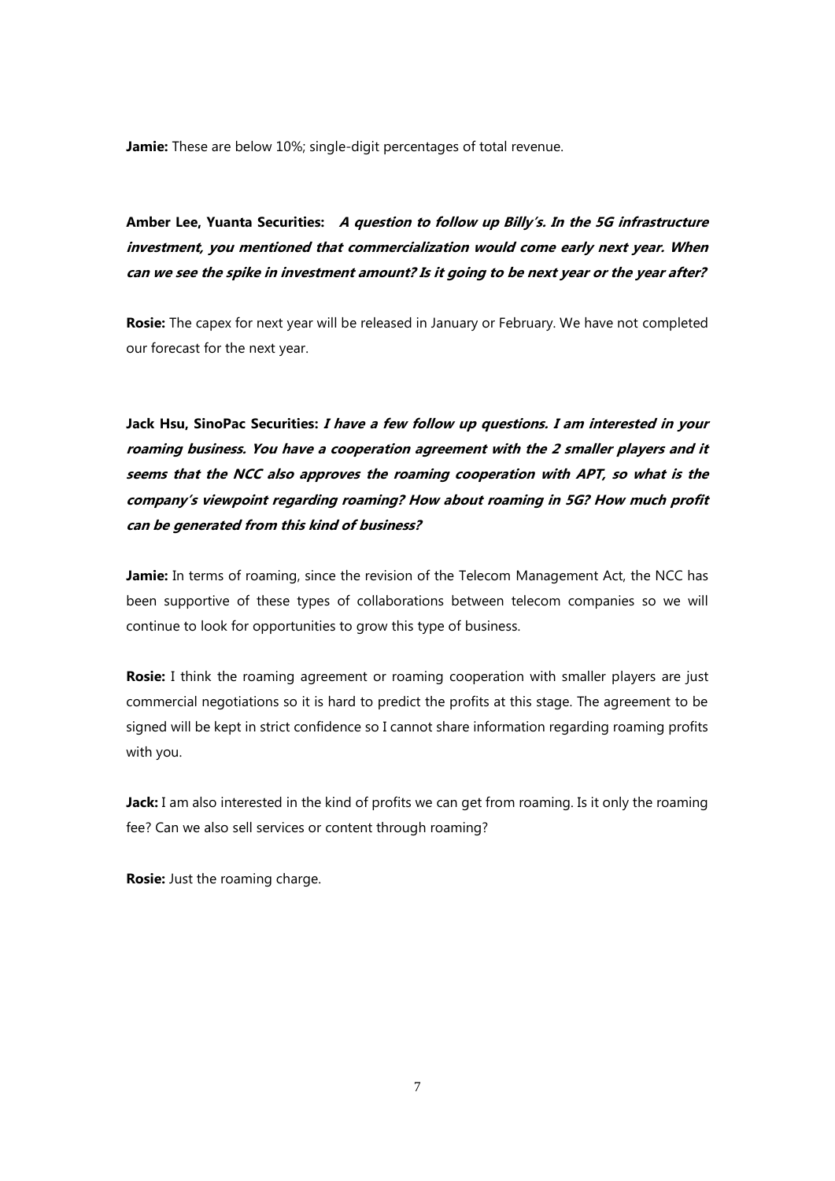**Jamie:** These are below 10%; single-digit percentages of total revenue.

**Amber Lee, Yuanta Securities:** ***A question to follow up Billy's. In the 5G infrastructure investment, you mentioned that commercialization would come early next year. When can we see the spike in investment amount? Is it going to be next year or the year after?***

**Rosie:** The capex for next year will be released in January or February. We have not completed our forecast for the next year.

**Jack Hsu, SinoPac Securities:** ***I have a few follow up questions. I am interested in your roaming business. You have a cooperation agreement with the 2 smaller players and it seems that the NCC also approves the roaming cooperation with APT, so what is the company's viewpoint regarding roaming? How about roaming in 5G? How much profit can be generated from this kind of business?***

**Jamie:** In terms of roaming, since the revision of the Telecom Management Act, the NCC has been supportive of these types of collaborations between telecom companies so we will continue to look for opportunities to grow this type of business.

**Rosie:** I think the roaming agreement or roaming cooperation with smaller players are just commercial negotiations so it is hard to predict the profits at this stage. The agreement to be signed will be kept in strict confidence so I cannot share information regarding roaming profits with you.

**Jack:** I am also interested in the kind of profits we can get from roaming. Is it only the roaming fee? Can we also sell services or content through roaming?

**Rosie:** Just the roaming charge.